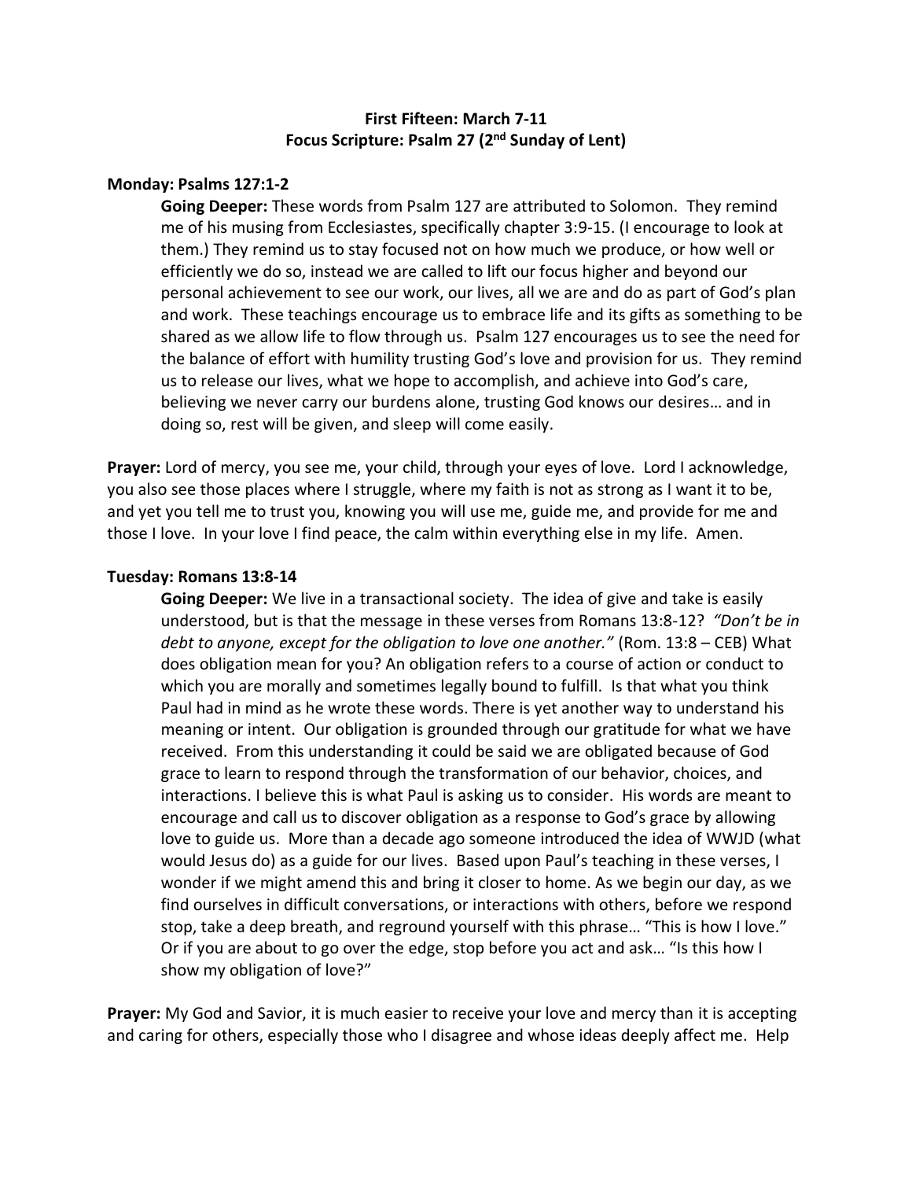**First Fifteen: March 7-11**
**Focus Scripture: Psalm 27 (2nd Sunday of Lent)**

**Monday: Psalms 127:1-2**

**Going Deeper:** These words from Psalm 127 are attributed to Solomon. They remind me of his musing from Ecclesiastes, specifically chapter 3:9-15. (I encourage to look at them.) They remind us to stay focused not on how much we produce, or how well or efficiently we do so, instead we are called to lift our focus higher and beyond our personal achievement to see our work, our lives, all we are and do as part of God's plan and work. These teachings encourage us to embrace life and its gifts as something to be shared as we allow life to flow through us. Psalm 127 encourages us to see the need for the balance of effort with humility trusting God's love and provision for us. They remind us to release our lives, what we hope to accomplish, and achieve into God's care, believing we never carry our burdens alone, trusting God knows our desires… and in doing so, rest will be given, and sleep will come easily.

**Prayer:** Lord of mercy, you see me, your child, through your eyes of love. Lord I acknowledge, you also see those places where I struggle, where my faith is not as strong as I want it to be, and yet you tell me to trust you, knowing you will use me, guide me, and provide for me and those I love. In your love I find peace, the calm within everything else in my life. Amen.

**Tuesday: Romans 13:8-14**

**Going Deeper:** We live in a transactional society. The idea of give and take is easily understood, but is that the message in these verses from Romans 13:8-12? *"Don't be in debt to anyone, except for the obligation to love one another."* (Rom. 13:8 – CEB) What does obligation mean for you? An obligation refers to a course of action or conduct to which you are morally and sometimes legally bound to fulfill. Is that what you think Paul had in mind as he wrote these words. There is yet another way to understand his meaning or intent. Our obligation is grounded through our gratitude for what we have received. From this understanding it could be said we are obligated because of God grace to learn to respond through the transformation of our behavior, choices, and interactions. I believe this is what Paul is asking us to consider. His words are meant to encourage and call us to discover obligation as a response to God's grace by allowing love to guide us. More than a decade ago someone introduced the idea of WWJD (what would Jesus do) as a guide for our lives. Based upon Paul's teaching in these verses, I wonder if we might amend this and bring it closer to home. As we begin our day, as we find ourselves in difficult conversations, or interactions with others, before we respond stop, take a deep breath, and reground yourself with this phrase… "This is how I love." Or if you are about to go over the edge, stop before you act and ask… "Is this how I show my obligation of love?"

**Prayer:** My God and Savior, it is much easier to receive your love and mercy than it is accepting and caring for others, especially those who I disagree and whose ideas deeply affect me. Help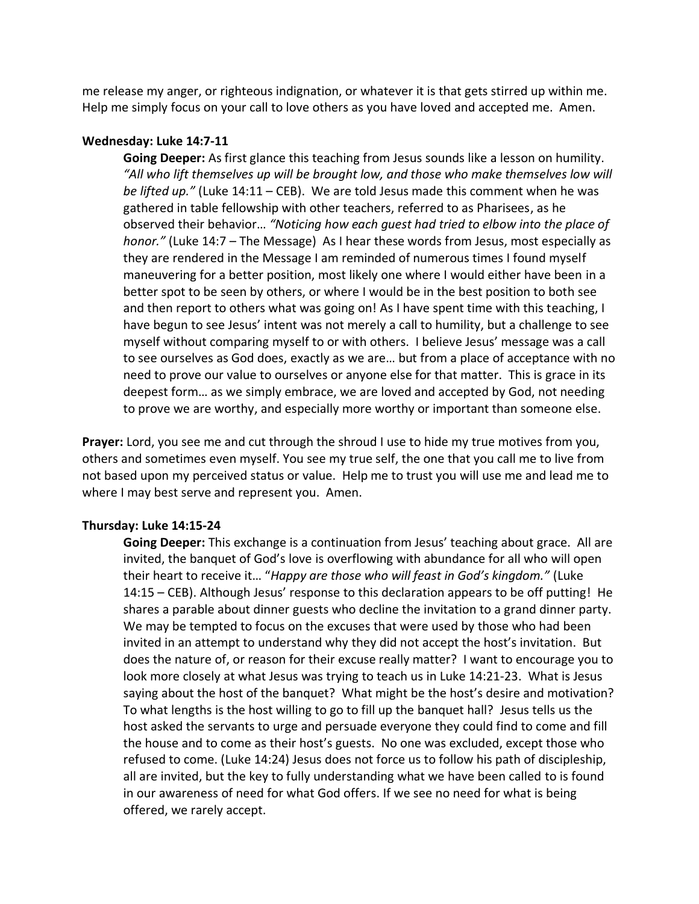me release my anger, or righteous indignation, or whatever it is that gets stirred up within me. Help me simply focus on your call to love others as you have loved and accepted me. Amen.

**Wednesday: Luke 14:7-11**

> **Going Deeper:** As first glance this teaching from Jesus sounds like a lesson on humility. *"All who lift themselves up will be brought low, and those who make themselves low will be lifted up."* (Luke 14:11 – CEB). We are told Jesus made this comment when he was gathered in table fellowship with other teachers, referred to as Pharisees, as he observed their behavior… *"Noticing how each guest had tried to elbow into the place of honor."* (Luke 14:7 – The Message) As I hear these words from Jesus, most especially as they are rendered in the Message I am reminded of numerous times I found myself maneuvering for a better position, most likely one where I would either have been in a better spot to be seen by others, or where I would be in the best position to both see and then report to others what was going on! As I have spent time with this teaching, I have begun to see Jesus' intent was not merely a call to humility, but a challenge to see myself without comparing myself to or with others. I believe Jesus' message was a call to see ourselves as God does, exactly as we are… but from a place of acceptance with no need to prove our value to ourselves or anyone else for that matter. This is grace in its deepest form… as we simply embrace, we are loved and accepted by God, not needing to prove we are worthy, and especially more worthy or important than someone else.

**Prayer:** Lord, you see me and cut through the shroud I use to hide my true motives from you, others and sometimes even myself. You see my true self, the one that you call me to live from not based upon my perceived status or value. Help me to trust you will use me and lead me to where I may best serve and represent you. Amen.

**Thursday: Luke 14:15-24**

> **Going Deeper:** This exchange is a continuation from Jesus' teaching about grace. All are invited, the banquet of God's love is overflowing with abundance for all who will open their heart to receive it… "*Happy are those who will feast in God's kingdom."* (Luke 14:15 – CEB). Although Jesus' response to this declaration appears to be off putting! He shares a parable about dinner guests who decline the invitation to a grand dinner party. We may be tempted to focus on the excuses that were used by those who had been invited in an attempt to understand why they did not accept the host's invitation. But does the nature of, or reason for their excuse really matter? I want to encourage you to look more closely at what Jesus was trying to teach us in Luke 14:21-23. What is Jesus saying about the host of the banquet? What might be the host's desire and motivation? To what lengths is the host willing to go to fill up the banquet hall? Jesus tells us the host asked the servants to urge and persuade everyone they could find to come and fill the house and to come as their host's guests. No one was excluded, except those who refused to come. (Luke 14:24) Jesus does not force us to follow his path of discipleship, all are invited, but the key to fully understanding what we have been called to is found in our awareness of need for what God offers. If we see no need for what is being offered, we rarely accept.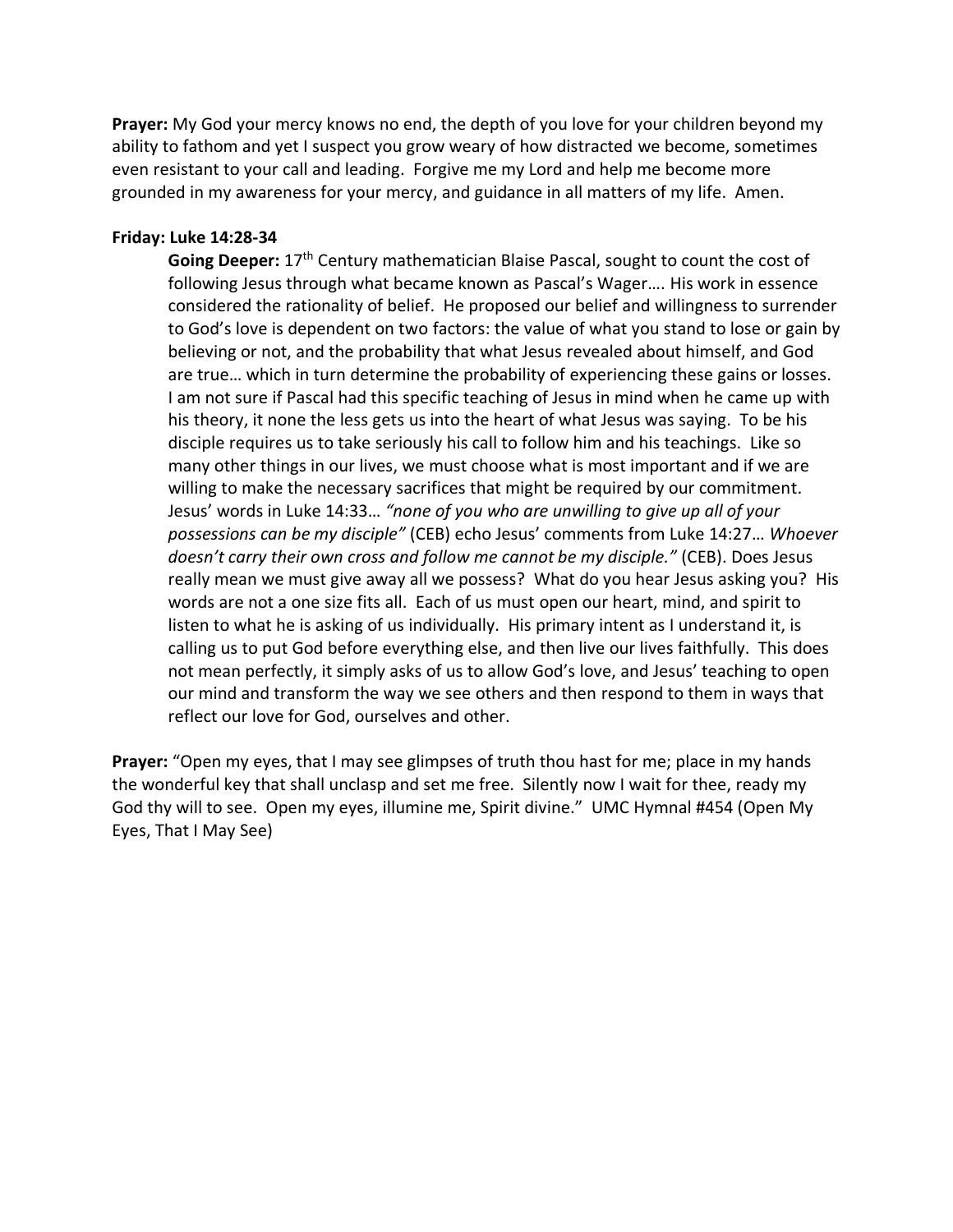**Prayer:** My God your mercy knows no end, the depth of you love for your children beyond my ability to fathom and yet I suspect you grow weary of how distracted we become, sometimes even resistant to your call and leading. Forgive me my Lord and help me become more grounded in my awareness for your mercy, and guidance in all matters of my life. Amen.

**Friday: Luke 14:28-34**

**Going Deeper:** 17th Century mathematician Blaise Pascal, sought to count the cost of following Jesus through what became known as Pascal's Wager…. His work in essence considered the rationality of belief. He proposed our belief and willingness to surrender to God's love is dependent on two factors: the value of what you stand to lose or gain by believing or not, and the probability that what Jesus revealed about himself, and God are true… which in turn determine the probability of experiencing these gains or losses. I am not sure if Pascal had this specific teaching of Jesus in mind when he came up with his theory, it none the less gets us into the heart of what Jesus was saying. To be his disciple requires us to take seriously his call to follow him and his teachings. Like so many other things in our lives, we must choose what is most important and if we are willing to make the necessary sacrifices that might be required by our commitment. Jesus' words in Luke 14:33… *"none of you who are unwilling to give up all of your possessions can be my disciple"* (CEB) echo Jesus' comments from Luke 14:27… *Whoever doesn't carry their own cross and follow me cannot be my disciple."* (CEB). Does Jesus really mean we must give away all we possess? What do you hear Jesus asking you? His words are not a one size fits all. Each of us must open our heart, mind, and spirit to listen to what he is asking of us individually. His primary intent as I understand it, is calling us to put God before everything else, and then live our lives faithfully. This does not mean perfectly, it simply asks of us to allow God's love, and Jesus' teaching to open our mind and transform the way we see others and then respond to them in ways that reflect our love for God, ourselves and other.

**Prayer:** "Open my eyes, that I may see glimpses of truth thou hast for me; place in my hands the wonderful key that shall unclasp and set me free. Silently now I wait for thee, ready my God thy will to see. Open my eyes, illumine me, Spirit divine." UMC Hymnal #454 (Open My Eyes, That I May See)